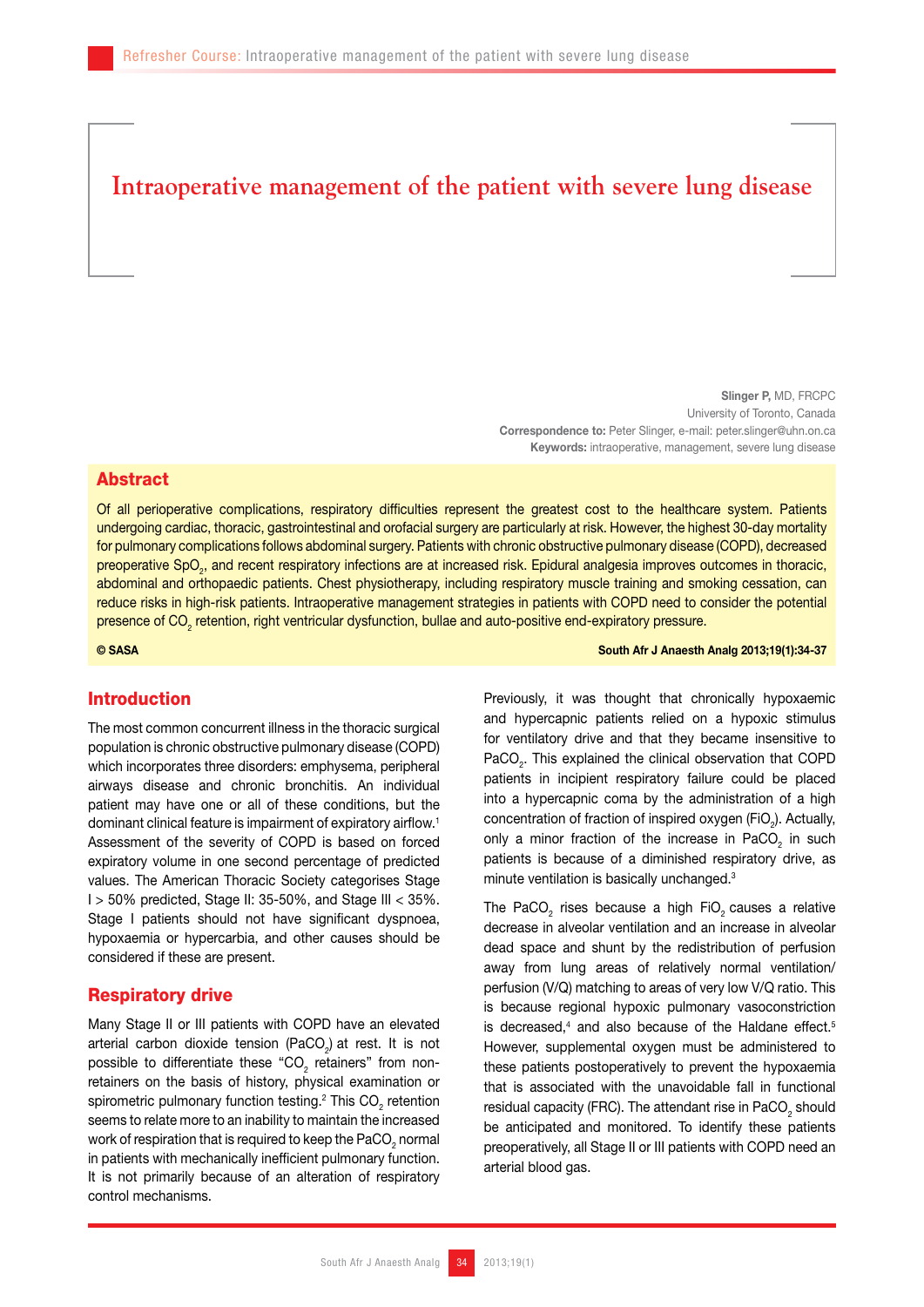# Intraoperative management of the patient with severe lung disease

**Slinger P**, MD, FRCPC
University of Toronto, Canada
**Correspondence to:** Peter Slinger, e-mail: peter.slinger@uhn.on.ca
**Keywords:** intraoperative, management, severe lung disease

## Abstract

Of all perioperative complications, respiratory difficulties represent the greatest cost to the healthcare system. Patients undergoing cardiac, thoracic, gastrointestinal and orofacial surgery are particularly at risk. However, the highest 30-day mortality for pulmonary complications follows abdominal surgery. Patients with chronic obstructive pulmonary disease (COPD), decreased preoperative $SpO_2$, and recent respiratory infections are at increased risk. Epidural analgesia improves outcomes in thoracic, abdominal and orthopaedic patients. Chest physiotherapy, including respiratory muscle training and smoking cessation, can reduce risks in high-risk patients. Intraoperative management strategies in patients with COPD need to consider the potential presence of $CO_2$ retention, right ventricular dysfunction, bullae and auto-positive end-expiratory pressure.

**© SASA**

## Introduction

The most common concurrent illness in the thoracic surgical population is chronic obstructive pulmonary disease (COPD) which incorporates three disorders: emphysema, peripheral airways disease and chronic bronchitis. An individual patient may have one or all of these conditions, but the dominant clinical feature is impairment of expiratory airflow.[1] Assessment of the severity of COPD is based on forced expiratory volume in one second percentage of predicted values. The American Thoracic Society categorises Stage I > 50% predicted, Stage II: 35-50%, and Stage III < 35%. Stage I patients should not have significant dyspnoea, hypoxaemia or hypercarbia, and other causes should be considered if these are present.

## Respiratory drive

Many Stage II or III patients with COPD have an elevated arterial carbon dioxide tension ($PaCO_2$) at rest. It is not possible to differentiate these "$CO_2$ retainers" from non-retainers on the basis of history, physical examination or spirometric pulmonary function testing.[2] This $CO_2$ retention seems to relate more to an inability to maintain the increased work of respiration that is required to keep the $PaCO_2$ normal in patients with mechanically inefficient pulmonary function. It is not primarily because of an alteration of respiratory control mechanisms.

Previously, it was thought that chronically hypoxaemic and hypercapnic patients relied on a hypoxic stimulus for ventilatory drive and that they became insensitive to $PaCO_2$. This explained the clinical observation that COPD patients in incipient respiratory failure could be placed into a hypercapnic coma by the administration of a high concentration of fraction of inspired oxygen ($FiO_2$). Actually, only a minor fraction of the increase in $PaCO_2$ in such patients is because of a diminished respiratory drive, as minute ventilation is basically unchanged.[3]

The $PaCO_2$ rises because a high $FiO_2$ causes a relative decrease in alveolar ventilation and an increase in alveolar dead space and shunt by the redistribution of perfusion away from lung areas of relatively normal ventilation/perfusion (V/Q) matching to areas of very low V/Q ratio. This is because regional hypoxic pulmonary vasoconstriction is decreased,[4] and also because of the Haldane effect.[5] However, supplemental oxygen must be administered to these patients postoperatively to prevent the hypoxaemia that is associated with the unavoidable fall in functional residual capacity (FRC). The attendant rise in $PaCO_2$ should be anticipated and monitored. To identify these patients preoperatively, all Stage II or III patients with COPD need an arterial blood gas.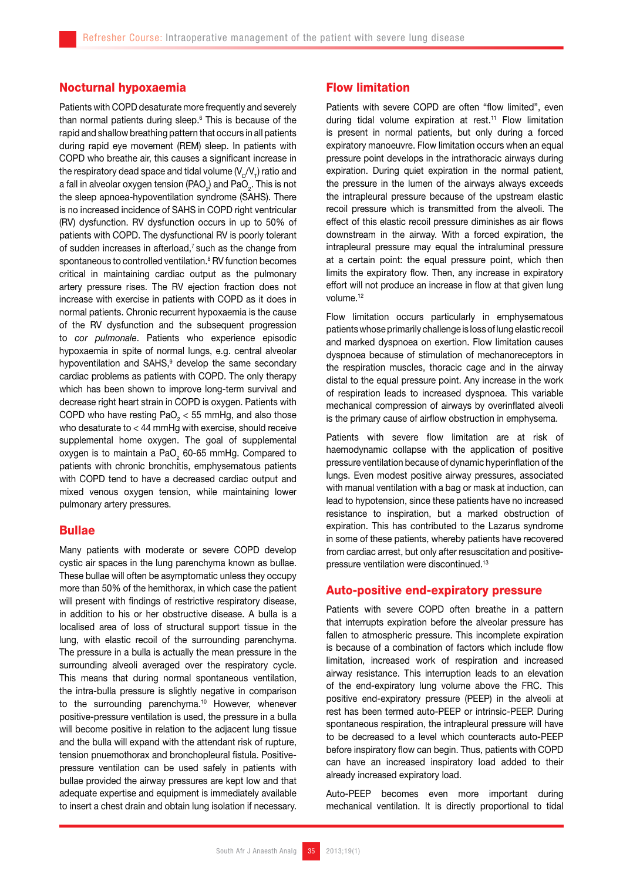## Nocturnal hypoxaemia

Patients with COPD desaturate more frequently and severely than normal patients during sleep.[6] This is because of the rapid and shallow breathing pattern that occurs in all patients during rapid eye movement (REM) sleep. In patients with COPD who breathe air, this causes a significant increase in the respiratory dead space and tidal volume ($V_D/V_T$) ratio and a fall in alveolar oxygen tension ($PAO_2$) and $PaO_2$. This is not the sleep apnoea-hypoventilation syndrome (SAHS). There is no increased incidence of SAHS in COPD right ventricular (RV) dysfunction. RV dysfunction occurs in up to 50% of patients with COPD. The dysfunctional RV is poorly tolerant of sudden increases in afterload,[7] such as the change from spontaneous to controlled ventilation.[8] RV function becomes critical in maintaining cardiac output as the pulmonary artery pressure rises. The RV ejection fraction does not increase with exercise in patients with COPD as it does in normal patients. Chronic recurrent hypoxaemia is the cause of the RV dysfunction and the subsequent progression to *cor pulmonale*. Patients who experience episodic hypoxaemia in spite of normal lungs, e.g. central alveolar hypoventilation and SAHS,[9] develop the same secondary cardiac problems as patients with COPD. The only therapy which has been shown to improve long-term survival and decrease right heart strain in COPD is oxygen. Patients with COPD who have resting $PaO_2$ < 55 mmHg, and also those who desaturate to < 44 mmHg with exercise, should receive supplemental home oxygen. The goal of supplemental oxygen is to maintain a $PaO_2$ 60-65 mmHg. Compared to patients with chronic bronchitis, emphysematous patients with COPD tend to have a decreased cardiac output and mixed venous oxygen tension, while maintaining lower pulmonary artery pressures.

## Bullae

Many patients with moderate or severe COPD develop cystic air spaces in the lung parenchyma known as bullae. These bullae will often be asymptomatic unless they occupy more than 50% of the hemithorax, in which case the patient will present with findings of restrictive respiratory disease, in addition to his or her obstructive disease. A bulla is a localised area of loss of structural support tissue in the lung, with elastic recoil of the surrounding parenchyma. The pressure in a bulla is actually the mean pressure in the surrounding alveoli averaged over the respiratory cycle. This means that during normal spontaneous ventilation, the intra-bulla pressure is slightly negative in comparison to the surrounding parenchyma.[10] However, whenever positive-pressure ventilation is used, the pressure in a bulla will become positive in relation to the adjacent lung tissue and the bulla will expand with the attendant risk of rupture, tension pnuemothorax and bronchopleural fistula. Positive-pressure ventilation can be used safely in patients with bullae provided the airway pressures are kept low and that adequate expertise and equipment is immediately available to insert a chest drain and obtain lung isolation if necessary.

## Flow limitation

Patients with severe COPD are often "flow limited", even during tidal volume expiration at rest.[11] Flow limitation is present in normal patients, but only during a forced expiratory manoeuvre. Flow limitation occurs when an equal pressure point develops in the intrathoracic airways during expiration. During quiet expiration in the normal patient, the pressure in the lumen of the airways always exceeds the intrapleural pressure because of the upstream elastic recoil pressure which is transmitted from the alveoli. The effect of this elastic recoil pressure diminishes as air flows downstream in the airway. With a forced expiration, the intrapleural pressure may equal the intraluminal pressure at a certain point: the equal pressure point, which then limits the expiratory flow. Then, any increase in expiratory effort will not produce an increase in flow at that given lung volume.[12]

Flow limitation occurs particularly in emphysematous patients whose primarily challenge is loss of lung elastic recoil and marked dyspnoea on exertion. Flow limitation causes dyspnoea because of stimulation of mechanoreceptors in the respiration muscles, thoracic cage and in the airway distal to the equal pressure point. Any increase in the work of respiration leads to increased dyspnoea. This variable mechanical compression of airways by overinflated alveoli is the primary cause of airflow obstruction in emphysema.

Patients with severe flow limitation are at risk of haemodynamic collapse with the application of positive pressure ventilation because of dynamic hyperinflation of the lungs. Even modest positive airway pressures, associated with manual ventilation with a bag or mask at induction, can lead to hypotension, since these patients have no increased resistance to inspiration, but a marked obstruction of expiration. This has contributed to the Lazarus syndrome in some of these patients, whereby patients have recovered from cardiac arrest, but only after resuscitation and positive-pressure ventilation were discontinued.[13]

## Auto-positive end-expiratory pressure

Patients with severe COPD often breathe in a pattern that interrupts expiration before the alveolar pressure has fallen to atmospheric pressure. This incomplete expiration is because of a combination of factors which include flow limitation, increased work of respiration and increased airway resistance. This interruption leads to an elevation of the end-expiratory lung volume above the FRC. This positive end-expiratory pressure (PEEP) in the alveoli at rest has been termed auto-PEEP or intrinsic-PEEP. During spontaneous respiration, the intrapleural pressure will have to be decreased to a level which counteracts auto-PEEP before inspiratory flow can begin. Thus, patients with COPD can have an increased inspiratory load added to their already increased expiratory load.

Auto-PEEP becomes even more important during mechanical ventilation. It is directly proportional to tidal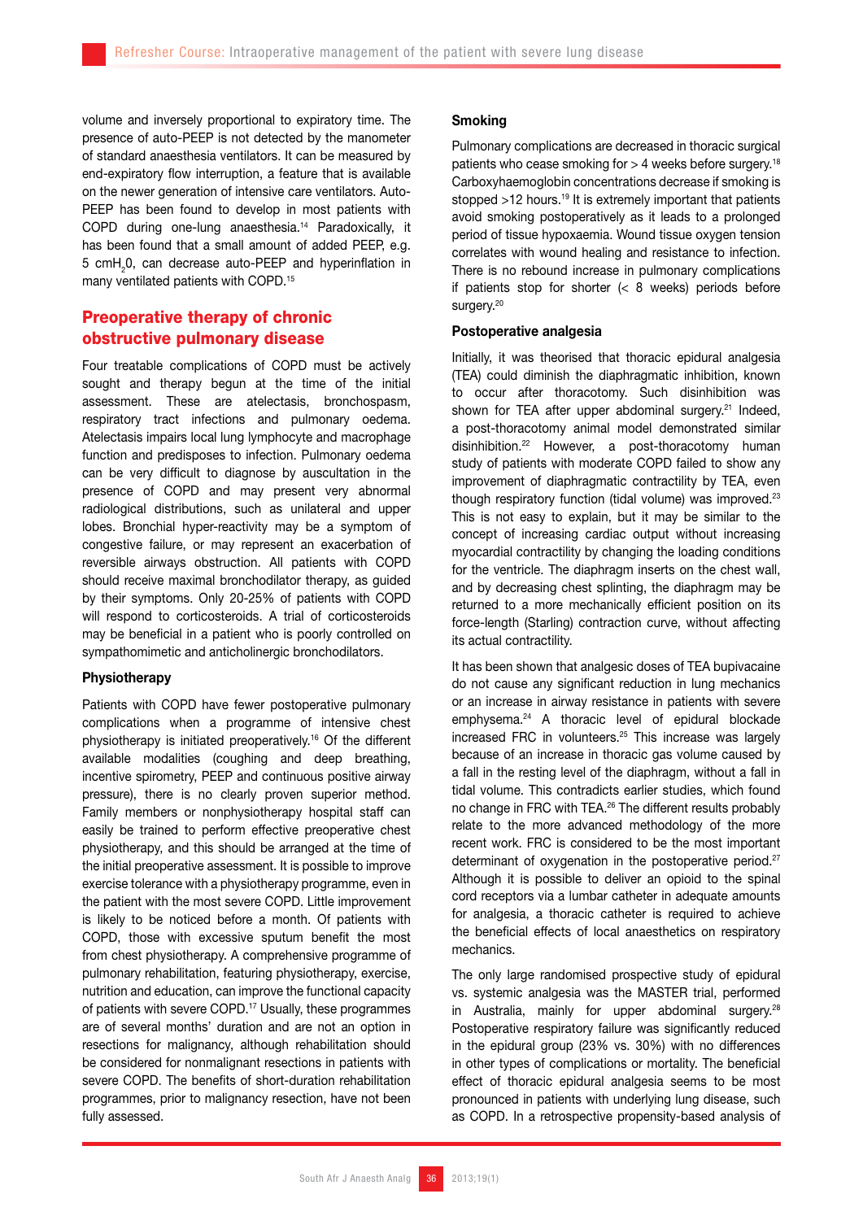volume and inversely proportional to expiratory time. The presence of auto-PEEP is not detected by the manometer of standard anaesthesia ventilators. It can be measured by end-expiratory flow interruption, a feature that is available on the newer generation of intensive care ventilators. Auto-PEEP has been found to develop in most patients with COPD during one-lung anaesthesia.[14] Paradoxically, it has been found that a small amount of added PEEP, e.g. 5 cm$H_2$0, can decrease auto-PEEP and hyperinflation in many ventilated patients with COPD.[15]

## Preoperative therapy of chronic obstructive pulmonary disease

Four treatable complications of COPD must be actively sought and therapy begun at the time of the initial assessment. These are atelectasis, bronchospasm, respiratory tract infections and pulmonary oedema. Atelectasis impairs local lung lymphocyte and macrophage function and predisposes to infection. Pulmonary oedema can be very difficult to diagnose by auscultation in the presence of COPD and may present very abnormal radiological distributions, such as unilateral and upper lobes. Bronchial hyper-reactivity may be a symptom of congestive failure, or may represent an exacerbation of reversible airways obstruction. All patients with COPD should receive maximal bronchodilator therapy, as guided by their symptoms. Only 20-25% of patients with COPD will respond to corticosteroids. A trial of corticosteroids may be beneficial in a patient who is poorly controlled on sympathomimetic and anticholinergic bronchodilators.

### Physiotherapy

Patients with COPD have fewer postoperative pulmonary complications when a programme of intensive chest physiotherapy is initiated preoperatively.[16] Of the different available modalities (coughing and deep breathing, incentive spirometry, PEEP and continuous positive airway pressure), there is no clearly proven superior method. Family members or nonphysiotherapy hospital staff can easily be trained to perform effective preoperative chest physiotherapy, and this should be arranged at the time of the initial preoperative assessment. It is possible to improve exercise tolerance with a physiotherapy programme, even in the patient with the most severe COPD. Little improvement is likely to be noticed before a month. Of patients with COPD, those with excessive sputum benefit the most from chest physiotherapy. A comprehensive programme of pulmonary rehabilitation, featuring physiotherapy, exercise, nutrition and education, can improve the functional capacity of patients with severe COPD.[17] Usually, these programmes are of several months' duration and are not an option in resections for malignancy, although rehabilitation should be considered for nonmalignant resections in patients with severe COPD. The benefits of short-duration rehabilitation programmes, prior to malignancy resection, have not been fully assessed.

### Smoking

Pulmonary complications are decreased in thoracic surgical patients who cease smoking for > 4 weeks before surgery.[18] Carboxyhaemoglobin concentrations decrease if smoking is stopped >12 hours.[19] It is extremely important that patients avoid smoking postoperatively as it leads to a prolonged period of tissue hypoxaemia. Wound tissue oxygen tension correlates with wound healing and resistance to infection. There is no rebound increase in pulmonary complications if patients stop for shorter (< 8 weeks) periods before surgery.[20]

### Postoperative analgesia

Initially, it was theorised that thoracic epidural analgesia (TEA) could diminish the diaphragmatic inhibition, known to occur after thoracotomy. Such disinhibition was shown for TEA after upper abdominal surgery.[21] Indeed, a post-thoracotomy animal model demonstrated similar disinhibition.[22] However, a post-thoracotomy human study of patients with moderate COPD failed to show any improvement of diaphragmatic contractility by TEA, even though respiratory function (tidal volume) was improved.[23] This is not easy to explain, but it may be similar to the concept of increasing cardiac output without increasing myocardial contractility by changing the loading conditions for the ventricle. The diaphragm inserts on the chest wall, and by decreasing chest splinting, the diaphragm may be returned to a more mechanically efficient position on its force-length (Starling) contraction curve, without affecting its actual contractility.

It has been shown that analgesic doses of TEA bupivacaine do not cause any significant reduction in lung mechanics or an increase in airway resistance in patients with severe emphysema.[24] A thoracic level of epidural blockade increased FRC in volunteers.[25] This increase was largely because of an increase in thoracic gas volume caused by a fall in the resting level of the diaphragm, without a fall in tidal volume. This contradicts earlier studies, which found no change in FRC with TEA.[26] The different results probably relate to the more advanced methodology of the more recent work. FRC is considered to be the most important determinant of oxygenation in the postoperative period.[27] Although it is possible to deliver an opioid to the spinal cord receptors via a lumbar catheter in adequate amounts for analgesia, a thoracic catheter is required to achieve the beneficial effects of local anaesthetics on respiratory mechanics.

The only large randomised prospective study of epidural vs. systemic analgesia was the MASTER trial, performed in Australia, mainly for upper abdominal surgery.[28] Postoperative respiratory failure was significantly reduced in the epidural group (23% vs. 30%) with no differences in other types of complications or mortality. The beneficial effect of thoracic epidural analgesia seems to be most pronounced in patients with underlying lung disease, such as COPD. In a retrospective propensity-based analysis of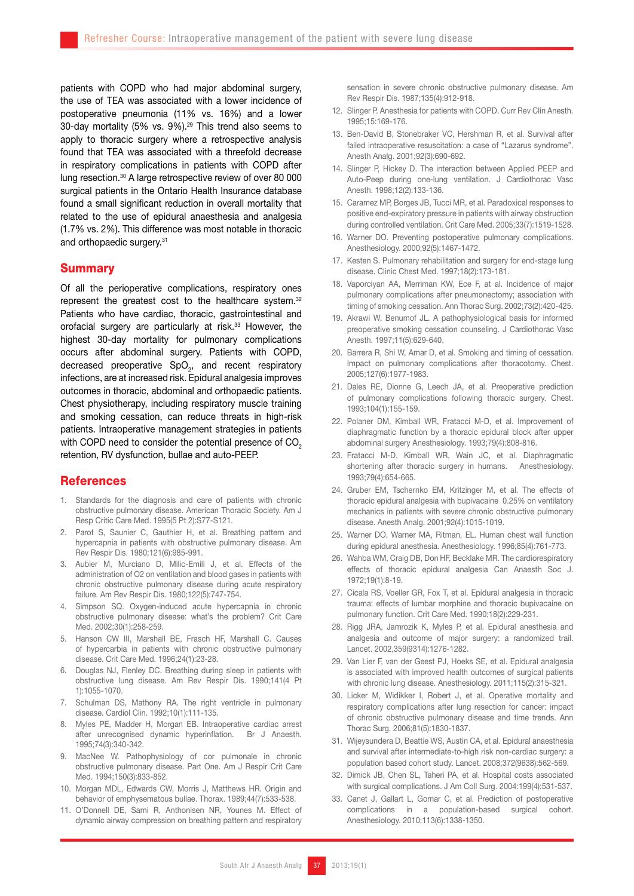patients with COPD who had major abdominal surgery, the use of TEA was associated with a lower incidence of postoperative pneumonia (11% vs. 16%) and a lower 30-day mortality (5% vs. 9%).[29] This trend also seems to apply to thoracic surgery where a retrospective analysis found that TEA was associated with a threefold decrease in respiratory complications in patients with COPD after lung resection.[30] A large retrospective review of over 80 000 surgical patients in the Ontario Health Insurance database found a small significant reduction in overall mortality that related to the use of epidural anaesthesia and analgesia (1.7% vs. 2%). This difference was most notable in thoracic and orthopaedic surgery.[31]

## Summary

Of all the perioperative complications, respiratory ones represent the greatest cost to the healthcare system.[32] Patients who have cardiac, thoracic, gastrointestinal and orofacial surgery are particularly at risk.[33] However, the highest 30-day mortality for pulmonary complications occurs after abdominal surgery. Patients with COPD, decreased preoperative $SpO_2$, and recent respiratory infections, are at increased risk. Epidural analgesia improves outcomes in thoracic, abdominal and orthopaedic patients. Chest physiotherapy, including respiratory muscle training and smoking cessation, can reduce threats in high-risk patients. Intraoperative management strategies in patients with COPD need to consider the potential presence of $CO_2$ retention, RV dysfunction, bullae and auto-PEEP.

## References

1. Standards for the diagnosis and care of patients with chronic obstructive pulmonary disease. American Thoracic Society. Am J Resp Critic Care Med. 1995(5 Pt 2):S77-S121.
2. Parot S, Saunier C, Gauthier H, et al. Breathing pattern and hypercapnia in patients with obstructive pulmonary disease. Am Rev Respir Dis. 1980;121(6):985-991.
3. Aubier M, Murciano D, Milic-Emili J, et al. Effects of the administration of O2 on ventilation and blood gases in patients with chronic obstructive pulmonary disease during acute respiratory failure. Am Rev Respir Dis. 1980;122(5):747-754.
4. Simpson SQ. Oxygen-induced acute hypercapnia in chronic obstructive pulmonary disease: what's the problem? Crit Care Med. 2002;30(1):258-259.
5. Hanson CW III, Marshall BE, Frasch HF, Marshall C. Causes of hypercarbia in patients with chronic obstructive pulmonary disease. Crit Care Med. 1996;24(1):23-28.
6. Douglas NJ, Flenley DC. Breathing during sleep in patients with obstructive lung disease. Am Rev Respir Dis. 1990;141(4 Pt 1):1055-1070.
7. Schulman DS, Mathony RA. The right ventricle in pulmonary disease. Cardiol Clin. 1992;10(1):111-135.
8. Myles PE, Madder H, Morgan EB. Intraoperative cardiac arrest after unrecognised dynamic hyperinflation. Br J Anaesth. 1995;74(3):340-342.
9. MacNee W. Pathophysiology of cor pulmonale in chronic obstructive pulmonary disease. Part One. Am J Respir Crit Care Med. 1994;150(3):833-852.
10. Morgan MDL, Edwards CW, Morris J, Matthews HR. Origin and behavior of emphysematous bullae. Thorax. 1989;44(7):533-538.
11. O'Donnell DE, Sami R, Anthonisen NR, Younes M. Effect of dynamic airway compression on breathing pattern and respiratory sensation in severe chronic obstructive pulmonary disease. Am Rev Respir Dis. 1987;135(4):912-918.
12. Slinger P. Anesthesia for patients with COPD. Curr Rev Clin Anesth. 1995;15:169-176.
13. Ben-David B, Stonebraker VC, Hershman R, et al. Survival after failed intraoperative resuscitation: a case of "Lazarus syndrome". Anesth Analg. 2001;92(3):690-692.
14. Slinger P, Hickey D. The interaction between Applied PEEP and Auto-Peep during one-lung ventilation. J Cardiothorac Vasc Anesth. 1998;12(2):133-136.
15. Caramez MP, Borges JB, Tucci MR, et al. Paradoxical responses to positive end-expiratory pressure in patients with airway obstruction during controlled ventilation. Crit Care Med. 2005;33(7):1519-1528.
16. Warner DO. Preventing postoperative pulmonary complications. Anesthesiology. 2000;92(5):1467-1472.
17. Kesten S. Pulmonary rehabilitation and surgery for end-stage lung disease. Clinic Chest Med. 1997;18(2):173-181.
18. Vaporciyan AA, Merriman KW, Ece F, at al. Incidence of major pulmonary complications after pneumonectomy; association with timing of smoking cessation. Ann Thorac Surg. 2002;73(2):420-425.
19. Akrawi W, Benumof JL. A pathophysiological basis for informed preoperative smoking cessation counseling. J Cardiothorac Vasc Anesth. 1997;11(5):629-640.
20. Barrera R, Shi W, Amar D, et al. Smoking and timing of cessation. Impact on pulmonary complications after thoracotomy. Chest. 2005;127(6):1977-1983.
21. Dales RE, Dionne G, Leech JA, et al. Preoperative prediction of pulmonary complications following thoracic surgery. Chest. 1993;104(1):155-159.
22. Polaner DM, Kimball WR, Fratacci M-D, et al. Improvement of diaphragmatic function by a thoracic epidural block after upper abdominal surgery Anesthesiology. 1993;79(4):808-816.
23. Fratacci M-D, Kimball WR, Wain JC, et al. Diaphragmatic shortening after thoracic surgery in humans. Anesthesiology. 1993;79(4):654-665.
24. Gruber EM, Tschernko EM, Kritzinger M, et al. The effects of thoracic epidural analgesia with bupivacaine 0.25% on ventilatory mechanics in patients with severe chronic obstructive pulmonary disease. Anesth Analg. 2001;92(4):1015-1019.
25. Warner DO, Warner MA, Ritman, EL. Human chest wall function during epidural anesthesia. Anesthesiology. 1996;85(4):761-773.
26. Wahba WM, Craig DB, Don HF, Becklake MR. The cardiorespiratory effects of thoracic epidural analgesia Can Anaesth Soc J. 1972;19(1):8-19.
27. Cicala RS, Voeller GR, Fox T, et al. Epidural analgesia in thoracic trauma: effects of lumbar morphine and thoracic bupivacaine on pulmonary function. Crit Care Med. 1990;18(2):229-231.
28. Rigg JRA, Jamrozik K, Myles P, et al. Epidural anesthesia and analgesia and outcome of major surgery: a randomized trail. Lancet. 2002;359(9314):1276-1282.
29. Van Lier F, van der Geest PJ, Hoeks SE, et al. Epidural analgesia is associated with improved health outcomes of surgical patients with chronic lung disease. Anesthesiology. 2011;115(2):315-321.
30. Licker M, Widikker I, Robert J, et al. Operative mortality and respiratory complications after lung resection for cancer: impact of chronic obstructive pulmonary disease and time trends. Ann Thorac Surg. 2006;81(5):1830-1837.
31. Wijeysundera D, Beattie WS, Austin CA, et al. Epidural anaesthesia and survival after intermediate-to-high risk non-cardiac surgery: a population based cohort study. Lancet. 2008;372(9638):562-569.
32. Dimick JB, Chen SL, Taheri PA, et al. Hospital costs associated with surgical complications. J Am Coll Surg. 2004:199(4):531-537.
33. Canet J, Gallart L, Gomar C, et al. Prediction of postoperative complications in a population-based surgical cohort. Anesthesiology. 2010;113(6):1338-1350.